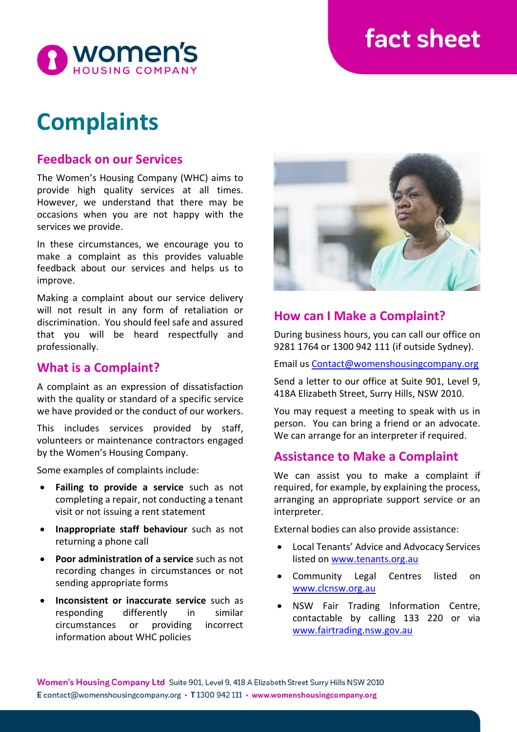# Complaints

## Feedback on our Services

The Women's Housing Company (WHC) aims to provide high quality services at all times. However, we understand that there may be occasions when you are not happy with the services we provide.

In these circumstances, we encourage you to make a complaint as this provides valuable feedback about our services and helps us to improve.

Making a complaint about our service delivery will not result in any form of retaliation or discrimination. You should feel safe and assured that you will be heard respectfully and professionally.

## What is a Complaint?

A complaint as an expression of dissatisfaction with the quality or standard of a specific service we have provided or the conduct of our workers.

This includes services provided by staff, volunteers or maintenance contractors engaged by the Women's Housing Company.

Some examples of complaints include:

- **Failing to provide a service** such as not completing a repair, not conducting a tenant visit or not issuing a rent statement
- **Inappropriate staff behaviour** such as not returning a phone call
- **Poor administration of a service** such as not recording changes in circumstances or not sending appropriate forms
- **Inconsistent or inaccurate service** such as responding differently in similar circumstances or providing incorrect information about WHC policies

## How can I Make a Complaint?

During business hours, you can call our office on 9281 1764 or 1300 942 111 (if outside Sydney).

Email us Contact@womenshousingcompany.org

Send a letter to our office at Suite 901, Level 9, 418A Elizabeth Street, Surry Hills, NSW 2010.

You may request a meeting to speak with us in person. You can bring a friend or an advocate. We can arrange for an interpreter if required.

## Assistance to Make a Complaint

We can assist you to make a complaint if required, for example, by explaining the process, arranging an appropriate support service or an interpreter.

External bodies can also provide assistance:

- Local Tenants' Advice and Advocacy Services listed on www.tenants.org.au
- Community Legal Centres listed on www.clcnsw.org.au
- NSW Fair Trading Information Centre, contactable by calling 133 220 or via www.fairtrading.nsw.gov.au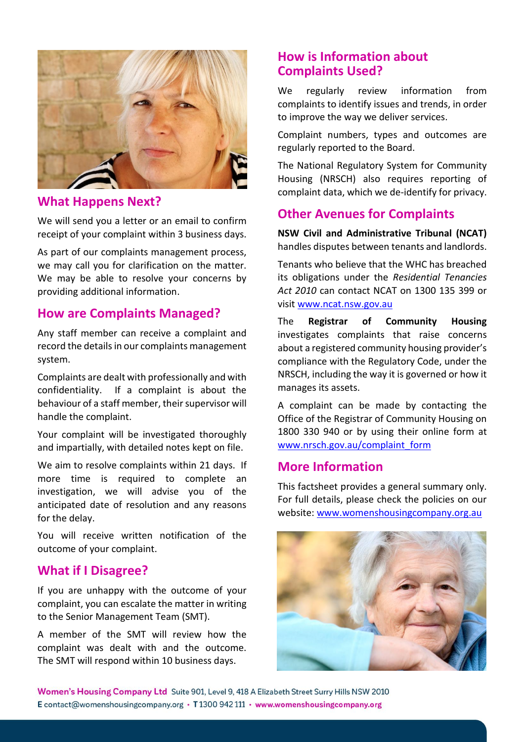## What Happens Next?

We will send you a letter or an email to confirm receipt of your complaint within 3 business days.

As part of our complaints management process, we may call you for clarification on the matter. We may be able to resolve your concerns by providing additional information.

## How are Complaints Managed?

Any staff member can receive a complaint and record the details in our complaints management system.

Complaints are dealt with professionally and with confidentiality. If a complaint is about the behaviour of a staff member, their supervisor will handle the complaint.

Your complaint will be investigated thoroughly and impartially, with detailed notes kept on file.

We aim to resolve complaints within 21 days. If more time is required to complete an investigation, we will advise you of the anticipated date of resolution and any reasons for the delay.

You will receive written notification of the outcome of your complaint.

## What if I Disagree?

If you are unhappy with the outcome of your complaint, you can escalate the matter in writing to the Senior Management Team (SMT).

A member of the SMT will review how the complaint was dealt with and the outcome. The SMT will respond within 10 business days.

## How is Information about Complaints Used?

We regularly review information from complaints to identify issues and trends, in order to improve the way we deliver services.

Complaint numbers, types and outcomes are regularly reported to the Board.

The National Regulatory System for Community Housing (NRSCH) also requires reporting of complaint data, which we de-identify for privacy.

## Other Avenues for Complaints

**NSW Civil and Administrative Tribunal (NCAT)** handles disputes between tenants and landlords.

Tenants who believe that the WHC has breached its obligations under the *Residential Tenancies Act 2010* can contact NCAT on 1300 135 399 or visit www.ncat.nsw.gov.au

The **Registrar of Community Housing** investigates complaints that raise concerns about a registered community housing provider's compliance with the Regulatory Code, under the NRSCH, including the way it is governed or how it manages its assets.

A complaint can be made by contacting the Office of the Registrar of Community Housing on 1800 330 940 or by using their online form at www.nrsch.gov.au/complaint_form

## More Information

This factsheet provides a general summary only. For full details, please check the policies on our website: www.womenshousingcompany.org.au

**Women's Housing Company Ltd** Suite 901, Level 9, 418 A Elizabeth Street Surry Hills NSW 2010
**E** contact@womenshousingcompany.org • **T** 1300 942 111 • **www.womenshousingcompany.org**